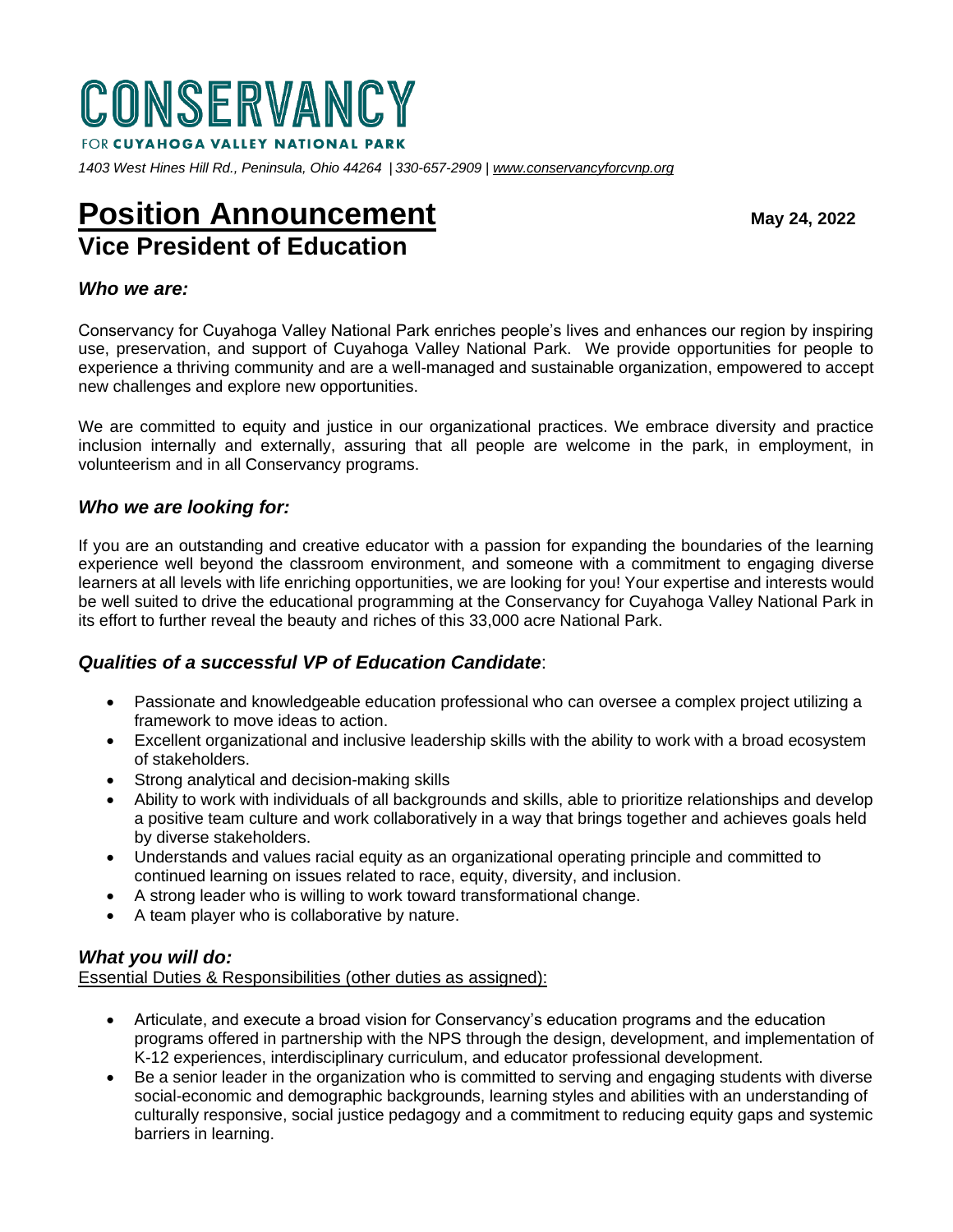# CONSERVANCY

FOR **CUYAHOGA VALLEY NATIONAL PARK**

*1403 West Hines Hill Rd., Peninsula, Ohio 44264 | 330-657-2909 | www.conservancyforcvnp.org*

# Position Announcement

**May 24, 2022**

## Vice President of Education

### *Who we are:*

Conservancy for Cuyahoga Valley National Park enriches people's lives and enhances our region by inspiring use, preservation, and support of Cuyahoga Valley National Park. We provide opportunities for people to experience a thriving community and are a well-managed and sustainable organization, empowered to accept new challenges and explore new opportunities.

We are committed to equity and justice in our organizational practices. We embrace diversity and practice inclusion internally and externally, assuring that all people are welcome in the park, in employment, in volunteerism and in all Conservancy programs.

### *Who we are looking for:*

If you are an outstanding and creative educator with a passion for expanding the boundaries of the learning experience well beyond the classroom environment, and someone with a commitment to engaging diverse learners at all levels with life enriching opportunities, we are looking for you! Your expertise and interests would be well suited to drive the educational programming at the Conservancy for Cuyahoga Valley National Park in its effort to further reveal the beauty and riches of this 33,000 acre National Park.

### *Qualities of a successful VP of Education Candidate*:

- Passionate and knowledgeable education professional who can oversee a complex project utilizing a framework to move ideas to action.
- Excellent organizational and inclusive leadership skills with the ability to work with a broad ecosystem of stakeholders.
- Strong analytical and decision-making skills
- Ability to work with individuals of all backgrounds and skills, able to prioritize relationships and develop a positive team culture and work collaboratively in a way that brings together and achieves goals held by diverse stakeholders.
- Understands and values racial equity as an organizational operating principle and committed to continued learning on issues related to race, equity, diversity, and inclusion.
- A strong leader who is willing to work toward transformational change.
- A team player who is collaborative by nature.

### *What you will do:*

Essential Duties & Responsibilities (other duties as assigned):

- Articulate, and execute a broad vision for Conservancy's education programs and the education programs offered in partnership with the NPS through the design, development, and implementation of K-12 experiences, interdisciplinary curriculum, and educator professional development.
- Be a senior leader in the organization who is committed to serving and engaging students with diverse social-economic and demographic backgrounds, learning styles and abilities with an understanding of culturally responsive, social justice pedagogy and a commitment to reducing equity gaps and systemic barriers in learning.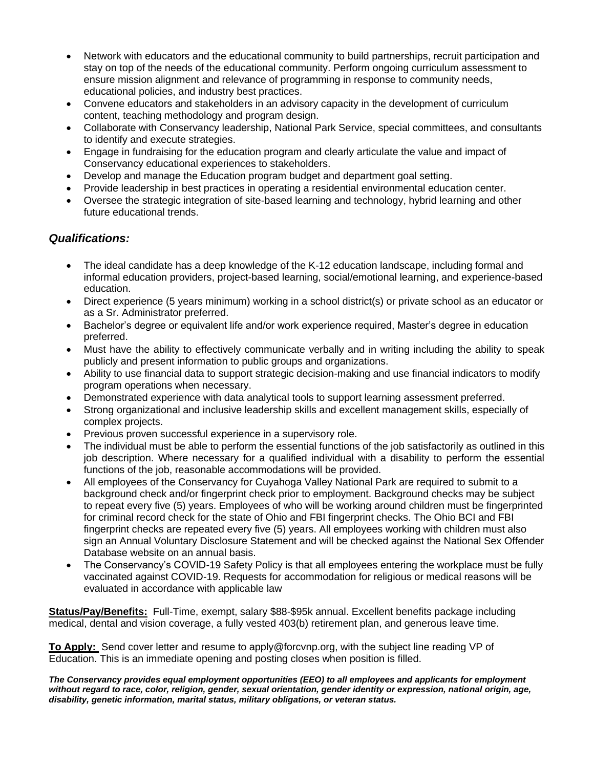- Network with educators and the educational community to build partnerships, recruit participation and stay on top of the needs of the educational community. Perform ongoing curriculum assessment to ensure mission alignment and relevance of programming in response to community needs, educational policies, and industry best practices.
- Convene educators and stakeholders in an advisory capacity in the development of curriculum content, teaching methodology and program design.
- Collaborate with Conservancy leadership, National Park Service, special committees, and consultants to identify and execute strategies.
- Engage in fundraising for the education program and clearly articulate the value and impact of Conservancy educational experiences to stakeholders.
- Develop and manage the Education program budget and department goal setting.
- Provide leadership in best practices in operating a residential environmental education center.
- Oversee the strategic integration of site-based learning and technology, hybrid learning and other future educational trends.

## *Qualifications:*

- The ideal candidate has a deep knowledge of the K-12 education landscape, including formal and informal education providers, project-based learning, social/emotional learning, and experience-based education.
- Direct experience (5 years minimum) working in a school district(s) or private school as an educator or as a Sr. Administrator preferred.
- Bachelor's degree or equivalent life and/or work experience required, Master's degree in education preferred.
- Must have the ability to effectively communicate verbally and in writing including the ability to speak publicly and present information to public groups and organizations.
- Ability to use financial data to support strategic decision-making and use financial indicators to modify program operations when necessary.
- Demonstrated experience with data analytical tools to support learning assessment preferred.
- Strong organizational and inclusive leadership skills and excellent management skills, especially of complex projects.
- Previous proven successful experience in a supervisory role.
- The individual must be able to perform the essential functions of the job satisfactorily as outlined in this job description. Where necessary for a qualified individual with a disability to perform the essential functions of the job, reasonable accommodations will be provided.
- All employees of the Conservancy for Cuyahoga Valley National Park are required to submit to a background check and/or fingerprint check prior to employment. Background checks may be subject to repeat every five (5) years. Employees of who will be working around children must be fingerprinted for criminal record check for the state of Ohio and FBI fingerprint checks. The Ohio BCI and FBI fingerprint checks are repeated every five (5) years. All employees working with children must also sign an Annual Voluntary Disclosure Statement and will be checked against the National Sex Offender Database website on an annual basis.
- The Conservancy's COVID-19 Safety Policy is that all employees entering the workplace must be fully vaccinated against COVID-19. Requests for accommodation for religious or medical reasons will be evaluated in accordance with applicable law

**Status/Pay/Benefits:** Full-Time, exempt, salary $88-$95k annual. Excellent benefits package including medical, dental and vision coverage, a fully vested 403(b) retirement plan, and generous leave time.

**To Apply:** Send cover letter and resume to apply@forcvnp.org, with the subject line reading VP of Education. This is an immediate opening and posting closes when position is filled.

***The Conservancy provides equal employment opportunities (EEO) to all employees and applicants for employment without regard to race, color, religion, gender, sexual orientation, gender identity or expression, national origin, age, disability, genetic information, marital status, military obligations, or veteran status.***